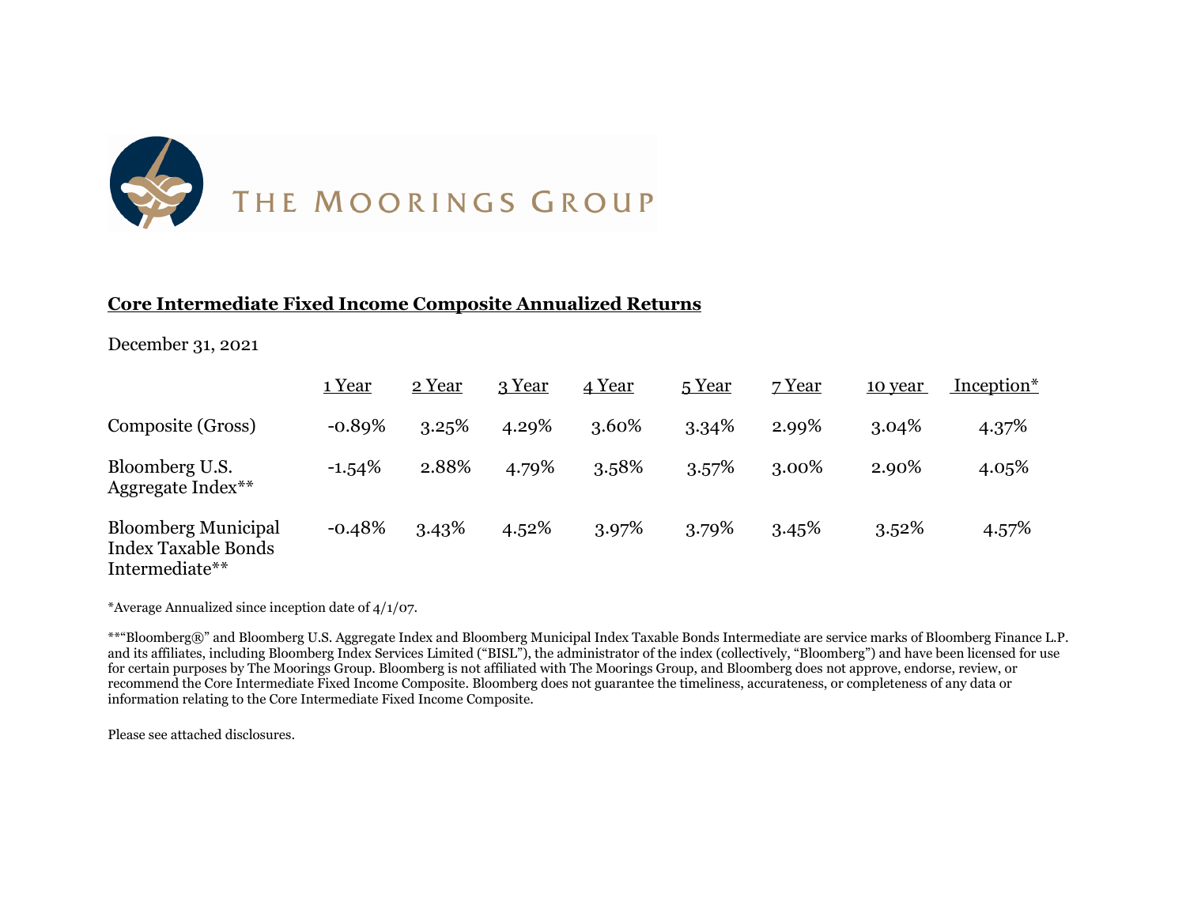THE MOORINGS GROUP

## Core Intermediate Fixed Income Composite Annualized Returns

December 31, 2021

| | 1 Year | 2 Year | 3 Year | 4 Year | 5 Year | 7 Year | 10 year | Inception* |
|---|---|---|---|---|---|---|---|---|
| Composite (Gross) | -0.89% | 3.25% | 4.29% | 3.60% | 3.34% | 2.99% | 3.04% | 4.37% |
| Bloomberg U.S. Aggregate Index** | -1.54% | 2.88% | 4.79% | 3.58% | 3.57% | 3.00% | 2.90% | 4.05% |
| Bloomberg Municipal Index Taxable Bonds Intermediate** | -0.48% | 3.43% | 4.52% | 3.97% | 3.79% | 3.45% | 3.52% | 4.57% |

*Average Annualized since inception date of 4/1/07.

**"Bloomberg®" and Bloomberg U.S. Aggregate Index and Bloomberg Municipal Index Taxable Bonds Intermediate are service marks of Bloomberg Finance L.P. and its affiliates, including Bloomberg Index Services Limited ("BISL"), the administrator of the index (collectively, "Bloomberg") and have been licensed for use for certain purposes by The Moorings Group. Bloomberg is not affiliated with The Moorings Group, and Bloomberg does not approve, endorse, review, or recommend the Core Intermediate Fixed Income Composite. Bloomberg does not guarantee the timeliness, accurateness, or completeness of any data or information relating to the Core Intermediate Fixed Income Composite.

Please see attached disclosures.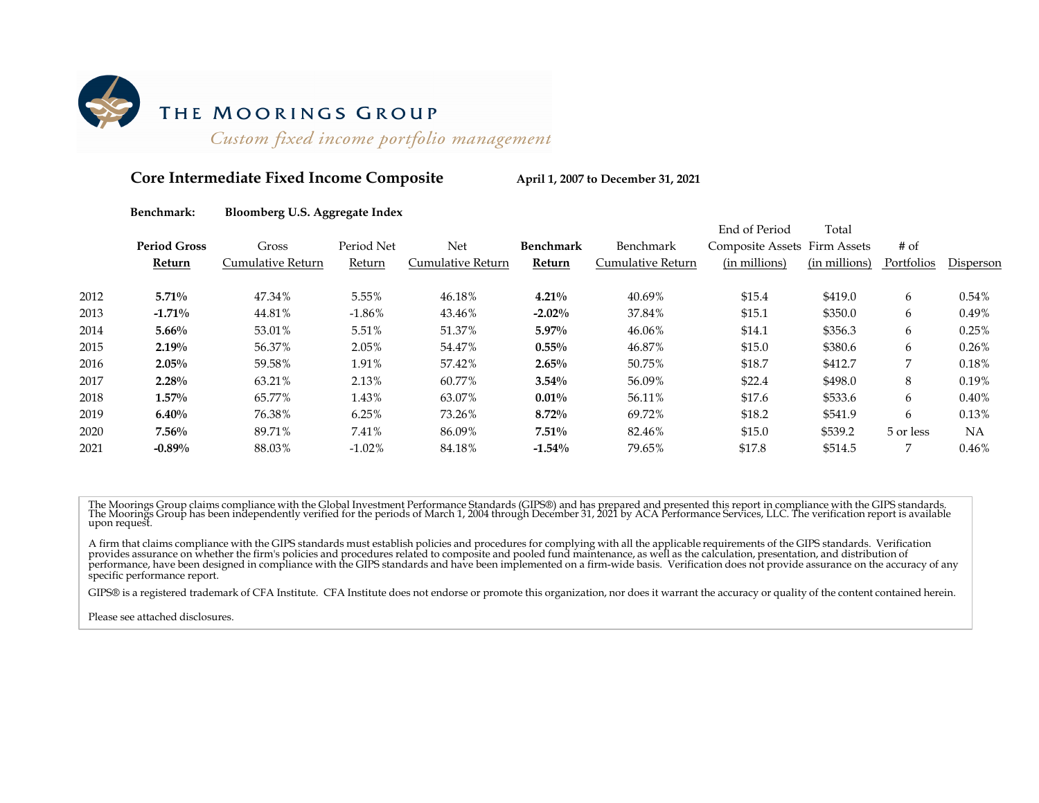# THE MOORINGS GROUP

*Custom fixed income portfolio management*

## Core Intermediate Fixed Income Composite

**April 1, 2007 to December 31, 2021**

**Benchmark:** **Bloomberg U.S. Aggregate Index**

| | **Period Gross Return** | Gross Cumulative Return | Period Net Return | Net Cumulative Return | **Benchmark Return** | Benchmark Cumulative Return | End of Period Composite Assets (in millions) | Total Firm Assets (in millions) | # of Portfolios | Disperson |
|---|---|---|---|---|---|---|---|---|---|---|
| 2012 | **5.71%** | 47.34% | 5.55% | 46.18% | **4.21%** | 40.69% | $15.4 | $419.0 | 6 | 0.54% |
| 2013 | **-1.71%** | 44.81% | -1.86% | 43.46% | **-2.02%** | 37.84% | $15.1 | $350.0 | 6 | 0.49% |
| 2014 | **5.66%** | 53.01% | 5.51% | 51.37% | **5.97%** | 46.06% | $14.1 | $356.3 | 6 | 0.25% |
| 2015 | **2.19%** | 56.37% | 2.05% | 54.47% | **0.55%** | 46.87% | $15.0 | $380.6 | 6 | 0.26% |
| 2016 | **2.05%** | 59.58% | 1.91% | 57.42% | **2.65%** | 50.75% | $18.7 | $412.7 | 7 | 0.18% |
| 2017 | **2.28%** | 63.21% | 2.13% | 60.77% | **3.54%** | 56.09% | $22.4 | $498.0 | 8 | 0.19% |
| 2018 | **1.57%** | 65.77% | 1.43% | 63.07% | **0.01%** | 56.11% | $17.6 | $533.6 | 6 | 0.40% |
| 2019 | **6.40%** | 76.38% | 6.25% | 73.26% | **8.72%** | 69.72% | $18.2 | $541.9 | 6 | 0.13% |
| 2020 | **7.56%** | 89.71% | 7.41% | 86.09% | **7.51%** | 82.46% | $15.0 | $539.2 | 5 or less | NA |
| 2021 | **-0.89%** | 88.03% | -1.02% | 84.18% | **-1.54%** | 79.65% | $17.8 | $514.5 | 7 | 0.46% |

The Moorings Group claims compliance with the Global Investment Performance Standards (GIPS®) and has prepared and presented this report in compliance with the GIPS standards. The Moorings Group has been independently verified for the periods of March 1, 2004 through December 31, 2021 by ACA Performance Services, LLC. The verification report is available upon request.

A firm that claims compliance with the GIPS standards must establish policies and procedures for complying with all the applicable requirements of the GIPS standards. Verification provides assurance on whether the firm's policies and procedures related to composite and pooled fund maintenance, as well as the calculation, presentation, and distribution of performance, have been designed in compliance with the GIPS standards and have been implemented on a firm-wide basis. Verification does not provide assurance on the accuracy of any specific performance report.

GIPS® is a registered trademark of CFA Institute. CFA Institute does not endorse or promote this organization, nor does it warrant the accuracy or quality of the content contained herein.

Please see attached disclosures.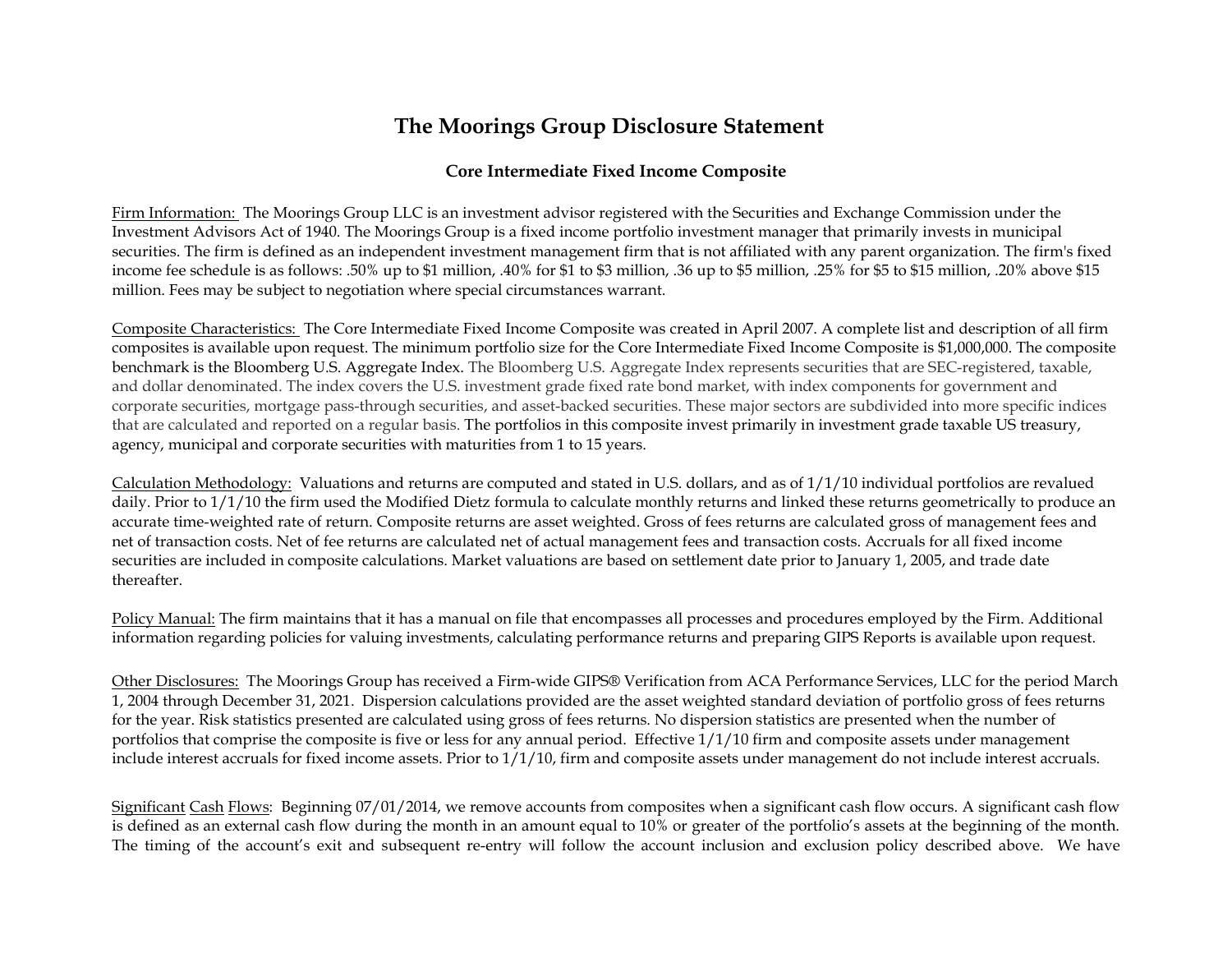# The Moorings Group Disclosure Statement

## Core Intermediate Fixed Income Composite

<u>Firm Information:</u> The Moorings Group LLC is an investment advisor registered with the Securities and Exchange Commission under the Investment Advisors Act of 1940. The Moorings Group is a fixed income portfolio investment manager that primarily invests in municipal securities. The firm is defined as an independent investment management firm that is not affiliated with any parent organization. The firm's fixed income fee schedule is as follows: .50% up to $1 million, .40% for $1 to $3 million, .36 up to $5 million, .25% for $5 to $15 million, .20% above $15 million. Fees may be subject to negotiation where special circumstances warrant.

<u>Composite Characteristics:</u> The Core Intermediate Fixed Income Composite was created in April 2007. A complete list and description of all firm composites is available upon request. The minimum portfolio size for the Core Intermediate Fixed Income Composite is $1,000,000. The composite benchmark is the Bloomberg U.S. Aggregate Index. The Bloomberg U.S. Aggregate Index represents securities that are SEC-registered, taxable, and dollar denominated. The index covers the U.S. investment grade fixed rate bond market, with index components for government and corporate securities, mortgage pass-through securities, and asset-backed securities. These major sectors are subdivided into more specific indices that are calculated and reported on a regular basis. The portfolios in this composite invest primarily in investment grade taxable US treasury, agency, municipal and corporate securities with maturities from 1 to 15 years.

<u>Calculation Methodology:</u> Valuations and returns are computed and stated in U.S. dollars, and as of 1/1/10 individual portfolios are revalued daily. Prior to 1/1/10 the firm used the Modified Dietz formula to calculate monthly returns and linked these returns geometrically to produce an accurate time-weighted rate of return. Composite returns are asset weighted. Gross of fees returns are calculated gross of management fees and net of transaction costs. Net of fee returns are calculated net of actual management fees and transaction costs. Accruals for all fixed income securities are included in composite calculations. Market valuations are based on settlement date prior to January 1, 2005, and trade date thereafter.

<u>Policy Manual:</u> The firm maintains that it has a manual on file that encompasses all processes and procedures employed by the Firm. Additional information regarding policies for valuing investments, calculating performance returns and preparing GIPS Reports is available upon request.

<u>Other Disclosures:</u> The Moorings Group has received a Firm-wide GIPS® Verification from ACA Performance Services, LLC for the period March 1, 2004 through December 31, 2021. Dispersion calculations provided are the asset weighted standard deviation of portfolio gross of fees returns for the year. Risk statistics presented are calculated using gross of fees returns. No dispersion statistics are presented when the number of portfolios that comprise the composite is five or less for any annual period. Effective 1/1/10 firm and composite assets under management include interest accruals for fixed income assets. Prior to 1/1/10, firm and composite assets under management do not include interest accruals.

<u>Significant Cash Flows</u>: Beginning 07/01/2014, we remove accounts from composites when a significant cash flow occurs. A significant cash flow is defined as an external cash flow during the month in an amount equal to 10% or greater of the portfolio's assets at the beginning of the month. The timing of the account's exit and subsequent re-entry will follow the account inclusion and exclusion policy described above. We have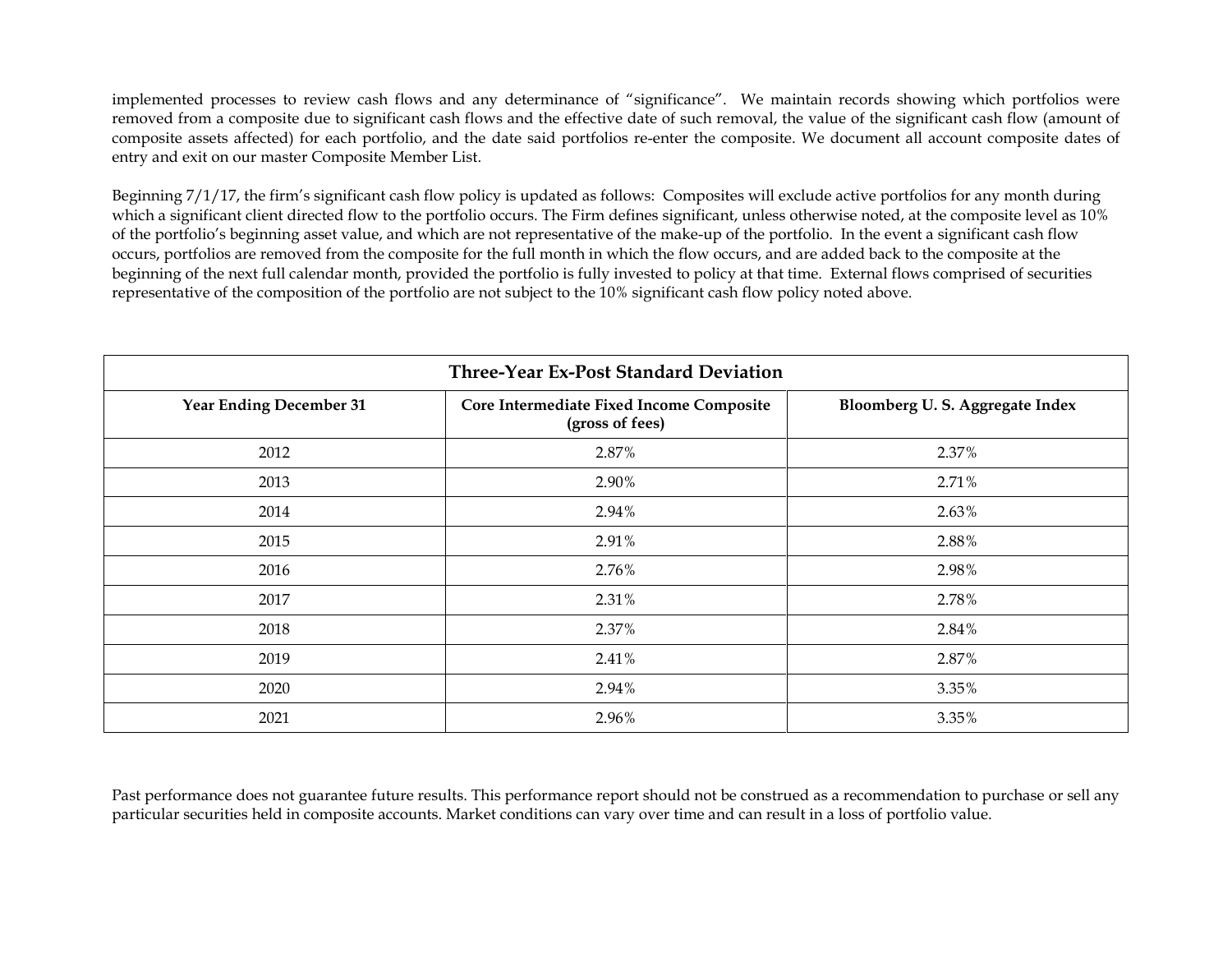implemented processes to review cash flows and any determinance of "significance". We maintain records showing which portfolios were removed from a composite due to significant cash flows and the effective date of such removal, the value of the significant cash flow (amount of composite assets affected) for each portfolio, and the date said portfolios re-enter the composite. We document all account composite dates of entry and exit on our master Composite Member List.

Beginning 7/1/17, the firm's significant cash flow policy is updated as follows: Composites will exclude active portfolios for any month during which a significant client directed flow to the portfolio occurs. The Firm defines significant, unless otherwise noted, at the composite level as 10% of the portfolio's beginning asset value, and which are not representative of the make-up of the portfolio. In the event a significant cash flow occurs, portfolios are removed from the composite for the full month in which the flow occurs, and are added back to the composite at the beginning of the next full calendar month, provided the portfolio is fully invested to policy at that time. External flows comprised of securities representative of the composition of the portfolio are not subject to the 10% significant cash flow policy noted above.

| Three-Year Ex-Post Standard Deviation | | |
|---|---|---|
| **Year Ending December 31** | **Core Intermediate Fixed Income Composite (gross of fees)** | **Bloomberg U. S. Aggregate Index** |
| 2012 | 2.87% | 2.37% |
| 2013 | 2.90% | 2.71% |
| 2014 | 2.94% | 2.63% |
| 2015 | 2.91% | 2.88% |
| 2016 | 2.76% | 2.98% |
| 2017 | 2.31% | 2.78% |
| 2018 | 2.37% | 2.84% |
| 2019 | 2.41% | 2.87% |
| 2020 | 2.94% | 3.35% |
| 2021 | 2.96% | 3.35% |

Past performance does not guarantee future results. This performance report should not be construed as a recommendation to purchase or sell any particular securities held in composite accounts. Market conditions can vary over time and can result in a loss of portfolio value.